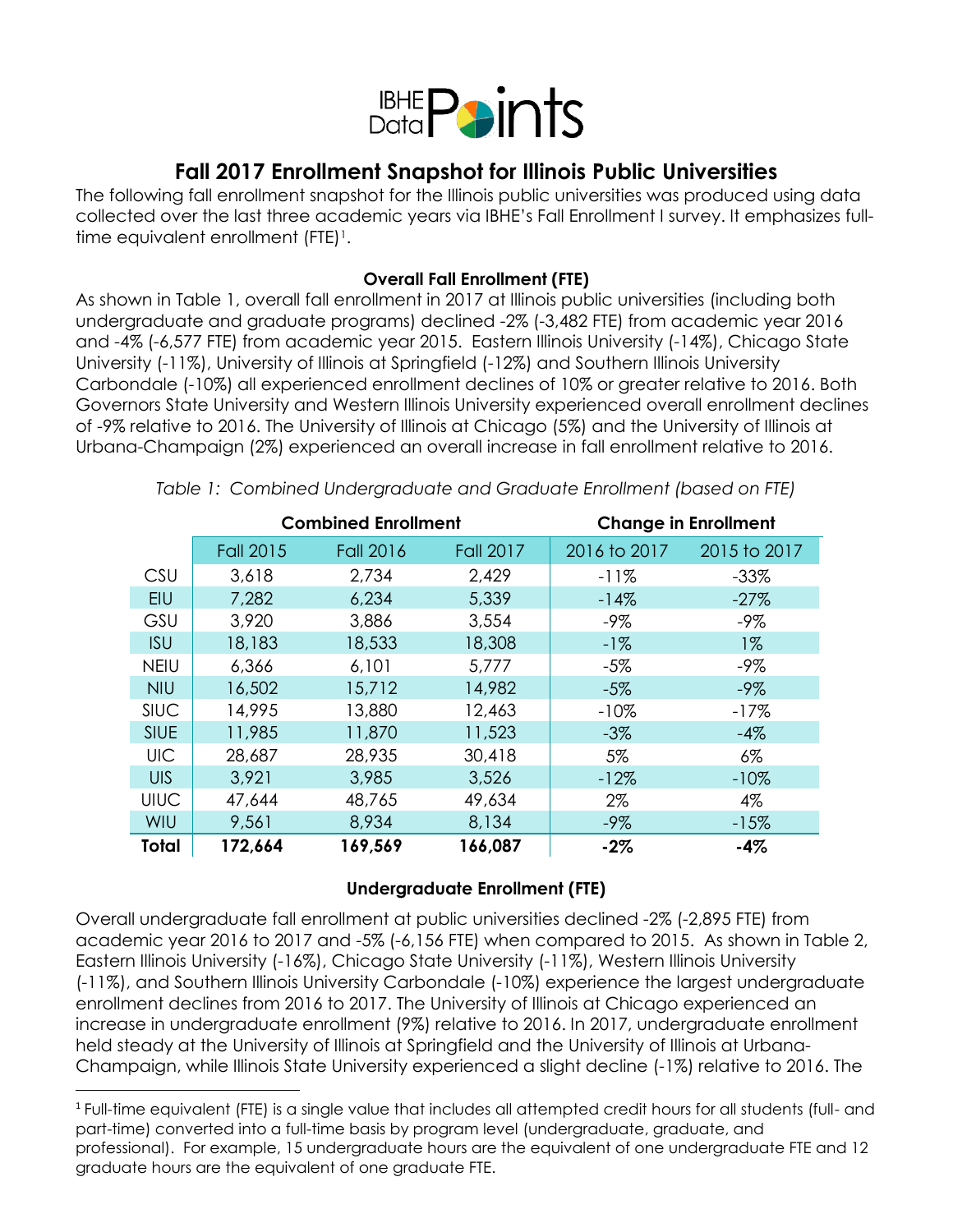IBHE Data Points

# Fall 2017 Enrollment Snapshot for Illinois Public Universities

The following fall enrollment snapshot for the Illinois public universities was produced using data collected over the last three academic years via IBHE's Fall Enrollment I survey. It emphasizes full-time equivalent enrollment (FTE)[1].

### Overall Fall Enrollment (FTE)

As shown in Table 1, overall fall enrollment in 2017 at Illinois public universities (including both undergraduate and graduate programs) declined -2% (-3,482 FTE) from academic year 2016 and -4% (-6,577 FTE) from academic year 2015. Eastern Illinois University (-14%), Chicago State University (-11%), University of Illinois at Springfield (-12%) and Southern Illinois University Carbondale (-10%) all experienced enrollment declines of 10% or greater relative to 2016. Both Governors State University and Western Illinois University experienced overall enrollment declines of -9% relative to 2016. The University of Illinois at Chicago (5%) and the University of Illinois at Urbana-Champaign (2%) experienced an overall increase in fall enrollment relative to 2016.

*Table 1: Combined Undergraduate and Graduate Enrollment (based on FTE)*

| | Combined Enrollment | | | Change in Enrollment | |
|---|---|---|---|---|---|
| | Fall 2015 | Fall 2016 | Fall 2017 | 2016 to 2017 | 2015 to 2017 |
| CSU | 3,618 | 2,734 | 2,429 | -11% | -33% |
| EIU | 7,282 | 6,234 | 5,339 | -14% | -27% |
| GSU | 3,920 | 3,886 | 3,554 | -9% | -9% |
| ISU | 18,183 | 18,533 | 18,308 | -1% | 1% |
| NEIU | 6,366 | 6,101 | 5,777 | -5% | -9% |
| NIU | 16,502 | 15,712 | 14,982 | -5% | -9% |
| SIUC | 14,995 | 13,880 | 12,463 | -10% | -17% |
| SIUE | 11,985 | 11,870 | 11,523 | -3% | -4% |
| UIC | 28,687 | 28,935 | 30,418 | 5% | 6% |
| UIS | 3,921 | 3,985 | 3,526 | -12% | -10% |
| UIUC | 47,644 | 48,765 | 49,634 | 2% | 4% |
| WIU | 9,561 | 8,934 | 8,134 | -9% | -15% |
| **Total** | **172,664** | **169,569** | **166,087** | **-2%** | **-4%** |

### Undergraduate Enrollment (FTE)

Overall undergraduate fall enrollment at public universities declined -2% (-2,895 FTE) from academic year 2016 to 2017 and -5% (-6,156 FTE) when compared to 2015. As shown in Table 2, Eastern Illinois University (-16%), Chicago State University (-11%), Western Illinois University (-11%), and Southern Illinois University Carbondale (-10%) experience the largest undergraduate enrollment declines from 2016 to 2017. The University of Illinois at Chicago experienced an increase in undergraduate enrollment (9%) relative to 2016. In 2017, undergraduate enrollment held steady at the University of Illinois at Springfield and the University of Illinois at Urbana-Champaign, while Illinois State University experienced a slight decline (-1%) relative to 2016. The

[1] Full-time equivalent (FTE) is a single value that includes all attempted credit hours for all students (full- and part-time) converted into a full-time basis by program level (undergraduate, graduate, and professional). For example, 15 undergraduate hours are the equivalent of one undergraduate FTE and 12 graduate hours are the equivalent of one graduate FTE.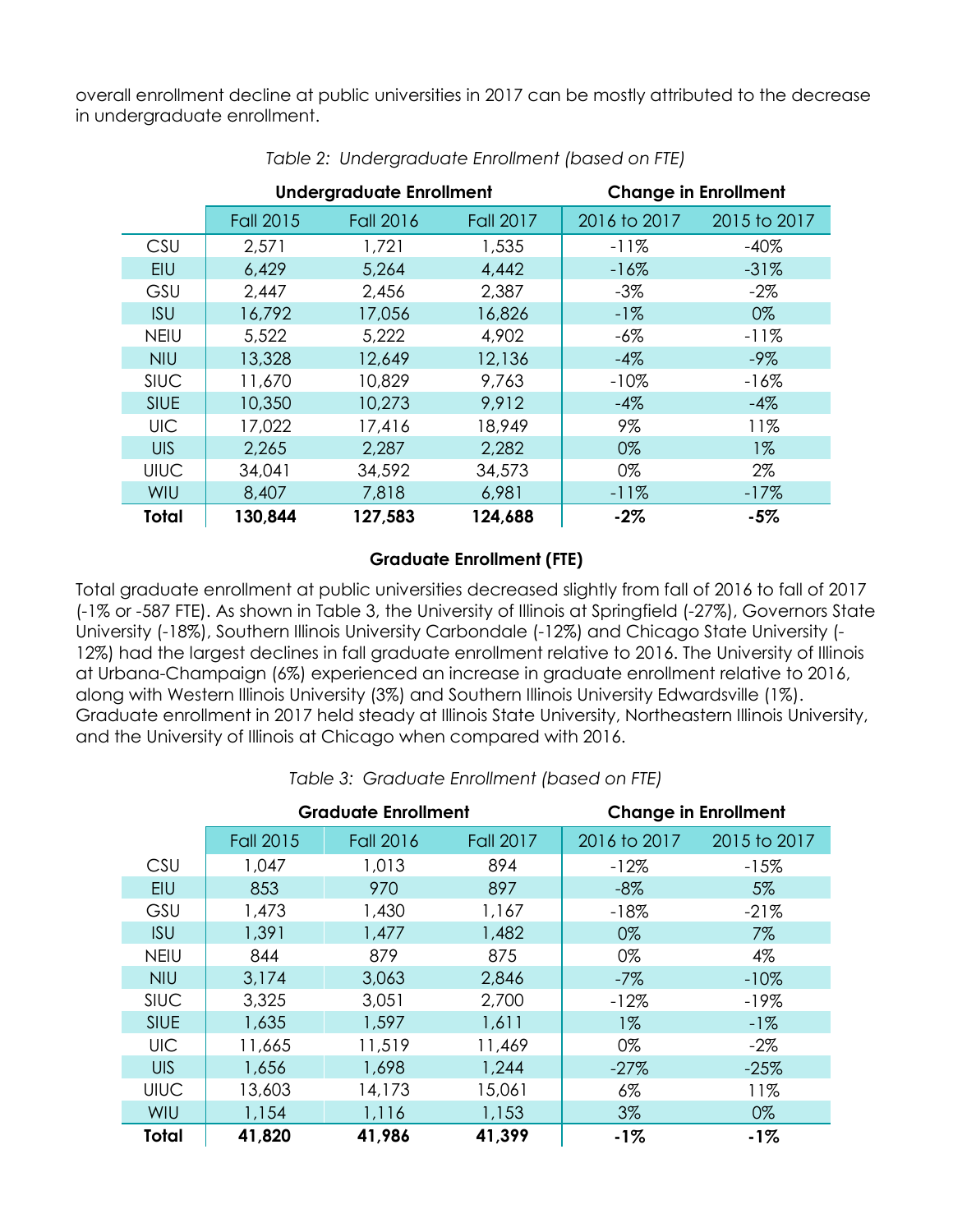overall enrollment decline at public universities in 2017 can be mostly attributed to the decrease in undergraduate enrollment.

*Table 2: Undergraduate Enrollment (based on FTE)*

| | Undergraduate Enrollment | | | Change in Enrollment | |
|---|---|---|---|---|---|
| | Fall 2015 | Fall 2016 | Fall 2017 | 2016 to 2017 | 2015 to 2017 |
| CSU | 2,571 | 1,721 | 1,535 | -11% | -40% |
| EIU | 6,429 | 5,264 | 4,442 | -16% | -31% |
| GSU | 2,447 | 2,456 | 2,387 | -3% | -2% |
| ISU | 16,792 | 17,056 | 16,826 | -1% | 0% |
| NEIU | 5,522 | 5,222 | 4,902 | -6% | -11% |
| NIU | 13,328 | 12,649 | 12,136 | -4% | -9% |
| SIUC | 11,670 | 10,829 | 9,763 | -10% | -16% |
| SIUE | 10,350 | 10,273 | 9,912 | -4% | -4% |
| UIC | 17,022 | 17,416 | 18,949 | 9% | 11% |
| UIS | 2,265 | 2,287 | 2,282 | 0% | 1% |
| UIUC | 34,041 | 34,592 | 34,573 | 0% | 2% |
| WIU | 8,407 | 7,818 | 6,981 | -11% | -17% |
| **Total** | **130,844** | **127,583** | **124,688** | **-2%** | **-5%** |

### Graduate Enrollment (FTE)

Total graduate enrollment at public universities decreased slightly from fall of 2016 to fall of 2017 (-1% or -587 FTE). As shown in Table 3, the University of Illinois at Springfield (-27%), Governors State University (-18%), Southern Illinois University Carbondale (-12%) and Chicago State University (-12%) had the largest declines in fall graduate enrollment relative to 2016. The University of Illinois at Urbana-Champaign (6%) experienced an increase in graduate enrollment relative to 2016, along with Western Illinois University (3%) and Southern Illinois University Edwardsville (1%). Graduate enrollment in 2017 held steady at Illinois State University, Northeastern Illinois University, and the University of Illinois at Chicago when compared with 2016.

*Table 3: Graduate Enrollment (based on FTE)*

| | Graduate Enrollment | | | Change in Enrollment | |
|---|---|---|---|---|---|
| | Fall 2015 | Fall 2016 | Fall 2017 | 2016 to 2017 | 2015 to 2017 |
| CSU | 1,047 | 1,013 | 894 | -12% | -15% |
| EIU | 853 | 970 | 897 | -8% | 5% |
| GSU | 1,473 | 1,430 | 1,167 | -18% | -21% |
| ISU | 1,391 | 1,477 | 1,482 | 0% | 7% |
| NEIU | 844 | 879 | 875 | 0% | 4% |
| NIU | 3,174 | 3,063 | 2,846 | -7% | -10% |
| SIUC | 3,325 | 3,051 | 2,700 | -12% | -19% |
| SIUE | 1,635 | 1,597 | 1,611 | 1% | -1% |
| UIC | 11,665 | 11,519 | 11,469 | 0% | -2% |
| UIS | 1,656 | 1,698 | 1,244 | -27% | -25% |
| UIUC | 13,603 | 14,173 | 15,061 | 6% | 11% |
| WIU | 1,154 | 1,116 | 1,153 | 3% | 0% |
| **Total** | **41,820** | **41,986** | **41,399** | **-1%** | **-1%** |